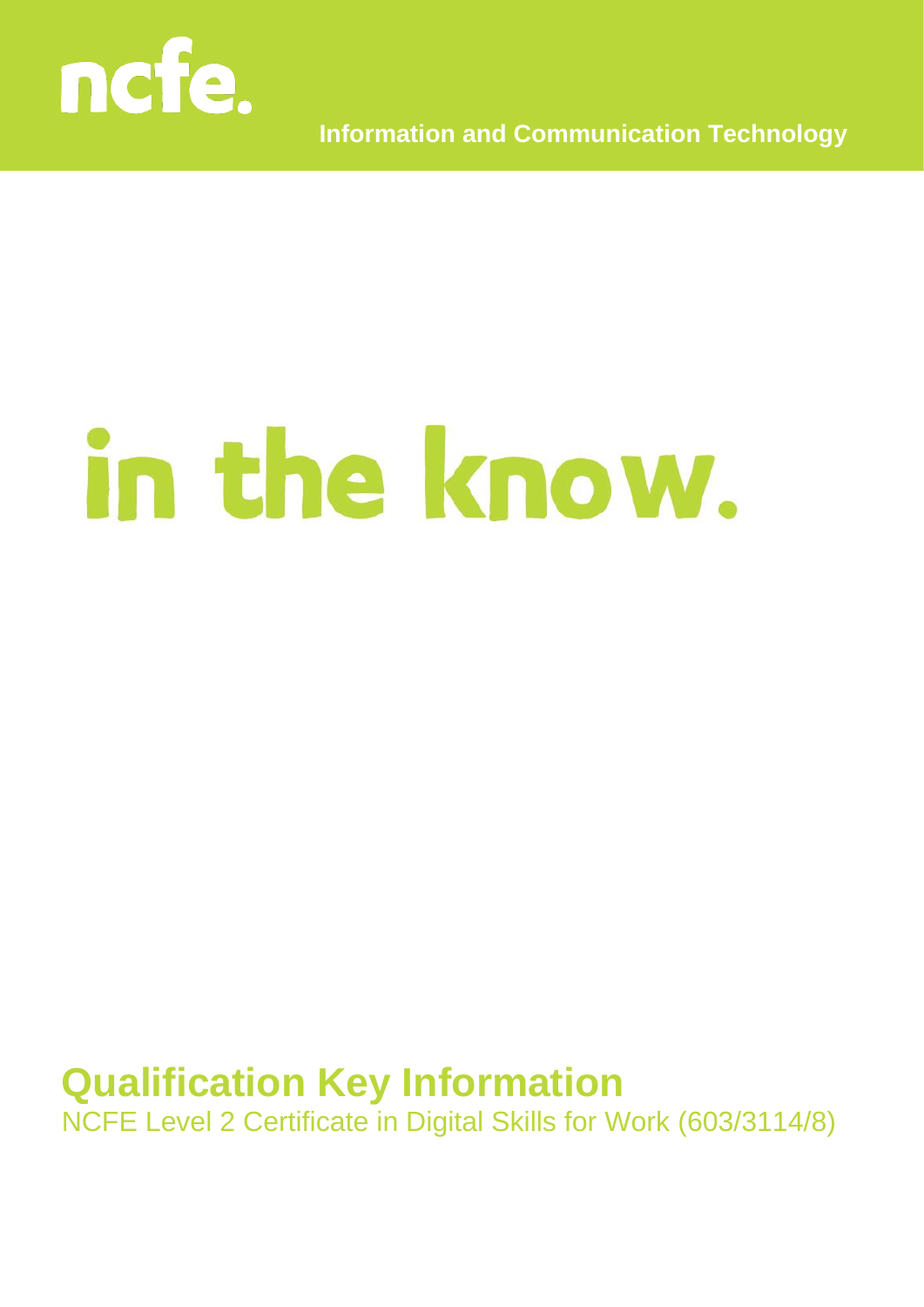ncfe.

Information and Communication Technology

# in the know.

## Qualification Key Information

NCFE Level 2 Certificate in Digital Skills for Work (603/3114/8)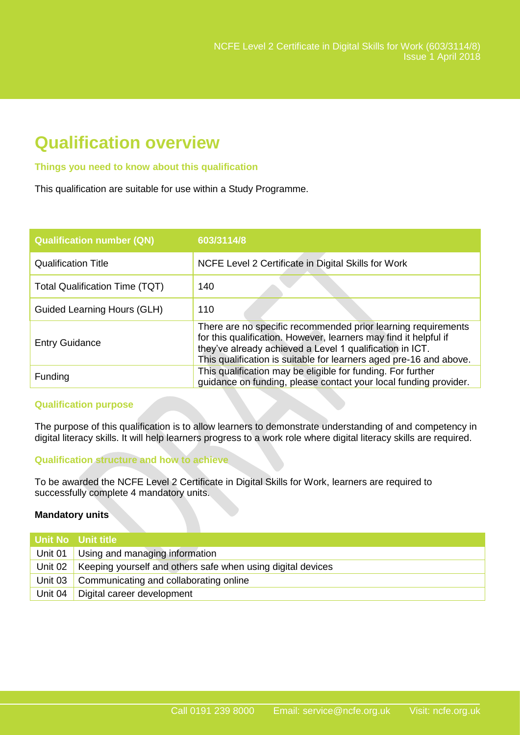# Qualification overview

### Things you need to know about this qualification

This qualification are suitable for use within a Study Programme.

| Qualification number (QN) | 603/3114/8 |
|---|---|
| Qualification Title | NCFE Level 2 Certificate in Digital Skills for Work |
| Total Qualification Time (TQT) | 140 |
| Guided Learning Hours (GLH) | 110 |
| Entry Guidance | There are no specific recommended prior learning requirements for this qualification. However, learners may find it helpful if they've already achieved a Level 1 qualification in ICT. This qualification is suitable for learners aged pre-16 and above. |
| Funding | This qualification may be eligible for funding. For further guidance on funding, please contact your local funding provider. |

### Qualification purpose

The purpose of this qualification is to allow learners to demonstrate understanding of and competency in digital literacy skills. It will help learners progress to a work role where digital literacy skills are required.

### Qualification structure and how to achieve

To be awarded the NCFE Level 2 Certificate in Digital Skills for Work, learners are required to successfully complete 4 mandatory units.

**Mandatory units**

| Unit No | Unit title |
|---|---|
| Unit 01 | Using and managing information |
| Unit 02 | Keeping yourself and others safe when using digital devices |
| Unit 03 | Communicating and collaborating online |
| Unit 04 | Digital career development |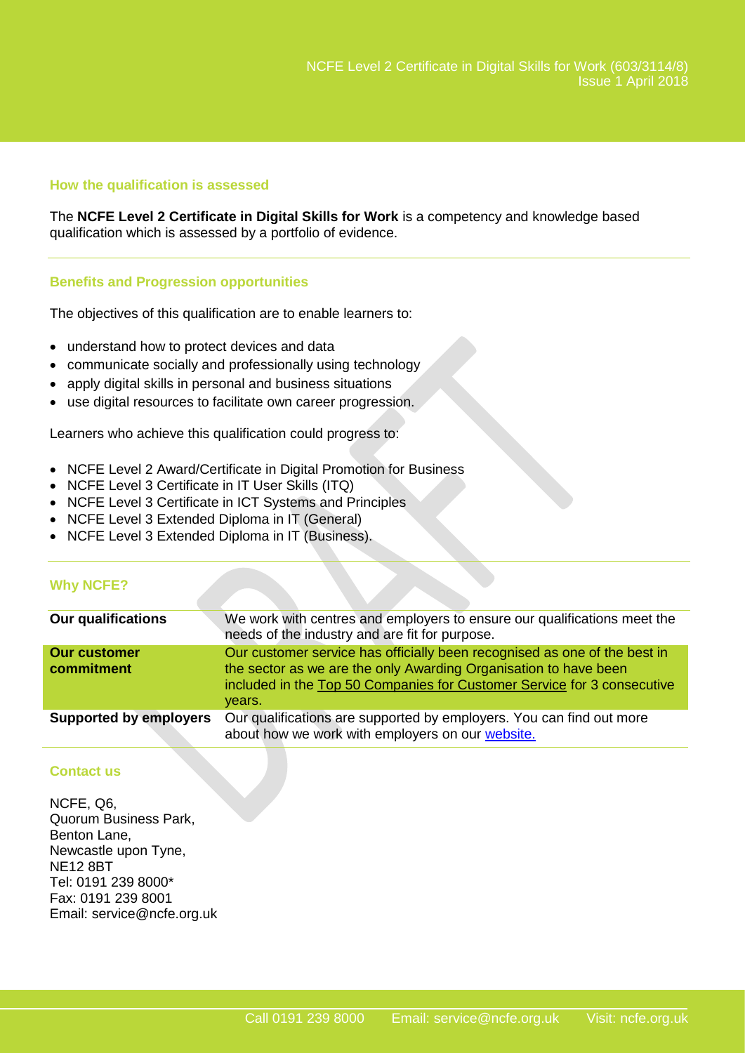## How the qualification is assessed

The **NCFE Level 2 Certificate in Digital Skills for Work** is a competency and knowledge based qualification which is assessed by a portfolio of evidence.

## Benefits and Progression opportunities

The objectives of this qualification are to enable learners to:

- understand how to protect devices and data
- communicate socially and professionally using technology
- apply digital skills in personal and business situations
- use digital resources to facilitate own career progression.

Learners who achieve this qualification could progress to:

- NCFE Level 2 Award/Certificate in Digital Promotion for Business
- NCFE Level 3 Certificate in IT User Skills (ITQ)
- NCFE Level 3 Certificate in ICT Systems and Principles
- NCFE Level 3 Extended Diploma in IT (General)
- NCFE Level 3 Extended Diploma in IT (Business).

## Why NCFE?

| | |
|---|---|
| **Our qualifications** | We work with centres and employers to ensure our qualifications meet the needs of the industry and are fit for purpose. |
| **Our customer commitment** | Our customer service has officially been recognised as one of the best in the sector as we are the only Awarding Organisation to have been included in the Top 50 Companies for Customer Service for 3 consecutive years. |
| **Supported by employers** | Our qualifications are supported by employers. You can find out more about how we work with employers on our website. |

## Contact us

NCFE, Q6,
Quorum Business Park,
Benton Lane,
Newcastle upon Tyne,
NE12 8BT
Tel: 0191 239 8000*
Fax: 0191 239 8001
Email: service@ncfe.org.uk